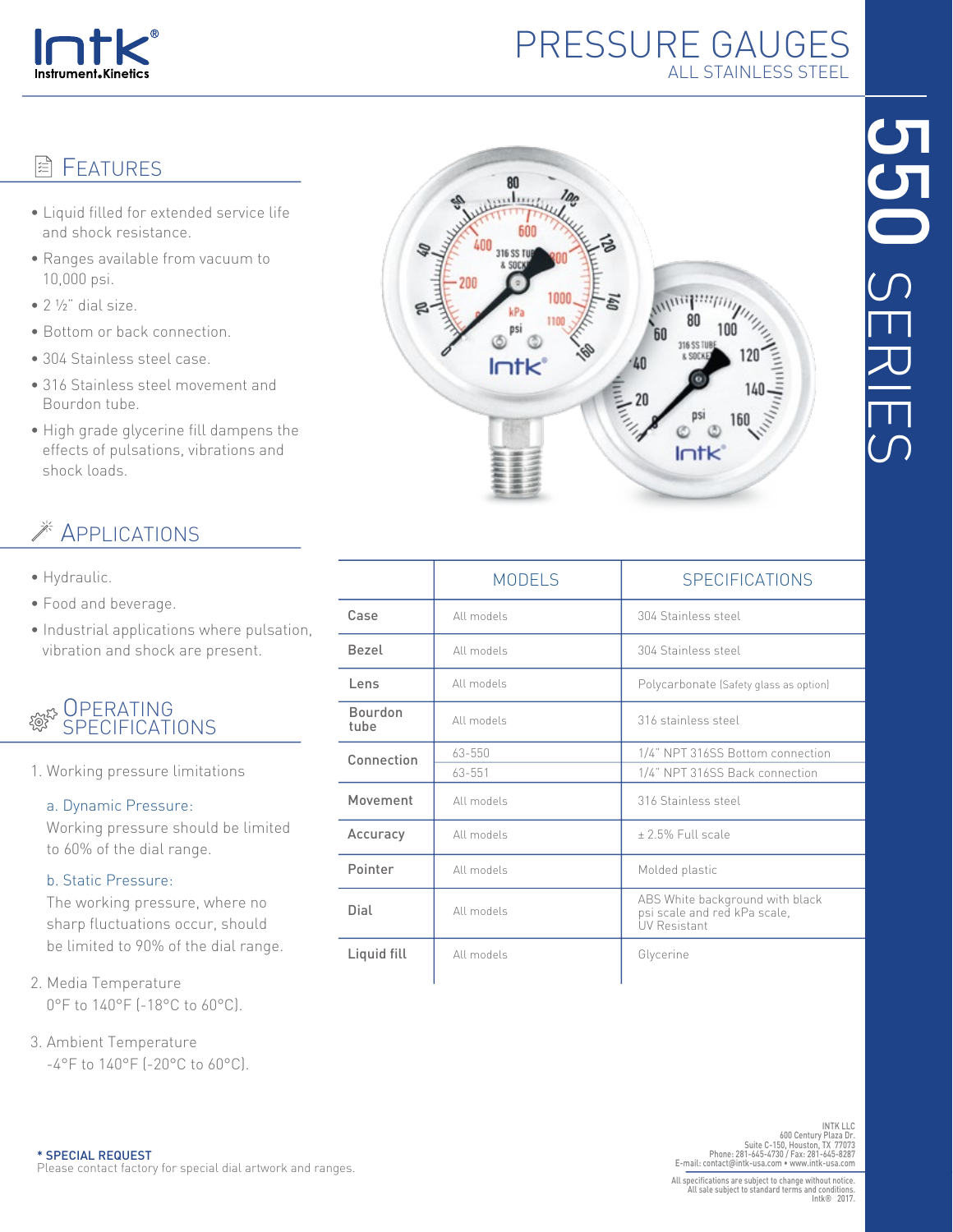Intk® Instrument.Kinetics

# PRESSURE GAUGES

ALL STAINLESS STEEL

550 SERIES

## FEATURES

- Liquid filled for extended service life and shock resistance.
- Ranges available from vacuum to 10,000 psi.
- 2 ½" dial size.
- Bottom or back connection.
- 304 Stainless steel case.
- 316 Stainless steel movement and Bourdon tube.
- High grade glycerine fill dampens the effects of pulsations, vibrations and shock loads.

## APPLICATIONS

- Hydraulic.
- Food and beverage.
- Industrial applications where pulsation, vibration and shock are present.

## OPERATING SPECIFICATIONS

1. Working pressure limitations

   a. Dynamic Pressure:
   Working pressure should be limited to 60% of the dial range.

   b. Static Pressure:
   The working pressure, where no sharp fluctuations occur, should be limited to 90% of the dial range.

2. Media Temperature
   0°F to 140°F (-18°C to 60°C).

3. Ambient Temperature
   -4°F to 140°F (-20°C to 60°C).

| | MODELS | SPECIFICATIONS |
|---|---|---|
| Case | All models | 304 Stainless steel |
| Bezel | All models | 304 Stainless steel |
| Lens | All models | Polycarbonate (Safety glass as option) |
| Bourdon tube | All models | 316 stainless steel |
| Connection | 63-550 | 1/4" NPT 316SS Bottom connection |
| | 63-551 | 1/4" NPT 316SS Back connection |
| Movement | All models | 316 Stainless steel |
| Accuracy | All models | ± 2.5% Full scale |
| Pointer | All models | Molded plastic |
| Dial | All models | ABS White background with black psi scale and red kPa scale, UV Resistant |
| Liquid fill | All models | Glycerine |

**\* SPECIAL REQUEST**
Please contact factory for special dial artwork and ranges.

INTK LLC
600 Century Plaza Dr.
Suite C-150, Houston, TX 77073
Phone: 281-645-4730 / Fax: 281-645-8287
E-mail: contact@intk-usa.com • www.intk-usa.com

All specifications are subject to change without notice.
All sale subject to standard terms and conditions.
Intk® 2017.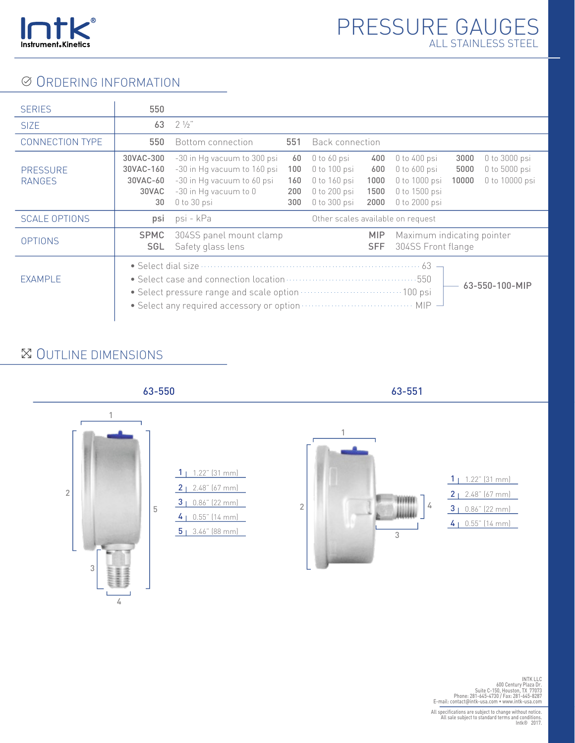# PRESSURE GAUGES

ALL STAINLESS STEEL

## ORDERING INFORMATION

| | | | | | | | | |
|---|---|---|---|---|---|---|---|---|
| SERIES | 550 | | | | | | | |
| SIZE | 63 | 2 ½" | | | | | | |
| CONNECTION TYPE | 550 | Bottom connection | 551 | Back connection | | | | |
| PRESSURE RANGES | 30VAC-300 | -30 in Hg vacuum to 300 psi | 60 | 0 to 60 psi | 400 | 0 to 400 psi | 3000 | 0 to 3000 psi |
| | 30VAC-160 | -30 in Hg vacuum to 160 psi | 100 | 0 to 100 psi | 600 | 0 to 600 psi | 5000 | 0 to 5000 psi |
| | 30VAC-60 | -30 in Hg vacuum to 60 psi | 160 | 0 to 160 psi | 1000 | 0 to 1000 psi | 10000 | 0 to 10000 psi |
| | 30VAC | -30 in Hg vacuum to 0 | 200 | 0 to 200 psi | 1500 | 0 to 1500 psi | | |
| | 30 | 0 to 30 psi | 300 | 0 to 300 psi | 2000 | 0 to 2000 psi | | |
| SCALE OPTIONS | psi | psi - kPa | | Other scales available on request | | | | |
| OPTIONS | SPMC | 304SS panel mount clamp | | | MIP | Maximum indicating pointer | | |
| | SGL | Safety glass lens | | | SFF | 304SS Front flange | | |

**EXAMPLE**

- Select dial size ............ 63
- Select case and connection location ............ 550
- Select pressure range and scale option ............ 100 psi
- Select any required accessory or option ............ MIP

**63-550-100-MIP**

## OUTLINE DIMENSIONS

**63-550**

1 | 1.22" (31 mm)
2 | 2.48" (67 mm)
3 | 0.86" (22 mm)
4 | 0.55" (14 mm)
5 | 3.46" (88 mm)

**63-551**

1 | 1.22" (31 mm)
2 | 2.48" (67 mm)
3 | 0.86" (22 mm)
4 | 0.55" (14 mm)

INTK LLC
600 Century Plaza Dr.
Suite C-150, Houston, TX 77073
Phone: 281-645-4730 / Fax: 281-645-8287
E-mail: contact@intk-usa.com • www.intk-usa.com

All specifications are subject to change without notice.
All sale subject to standard terms and conditions.
Intk® 2017.